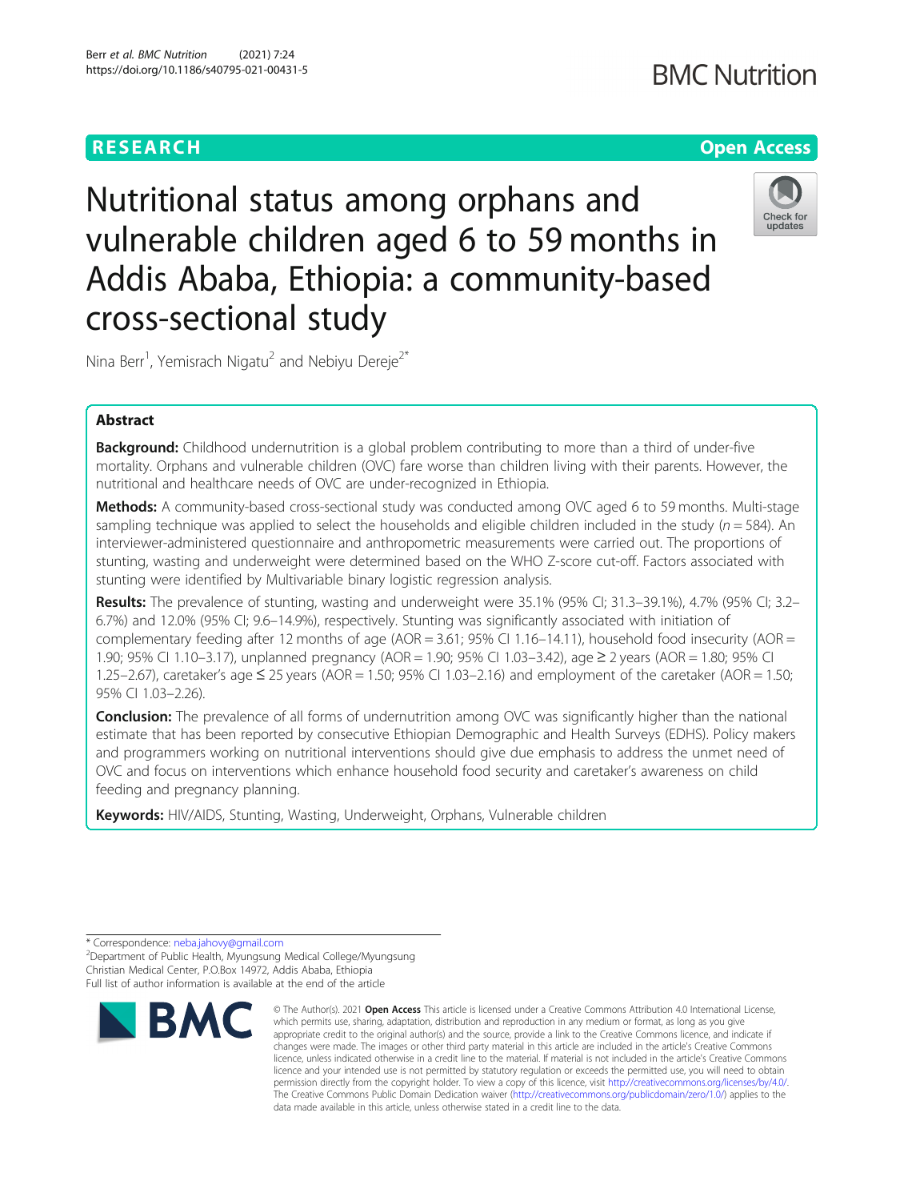RESEARCH

Open Access

# Nutritional status among orphans and vulnerable children aged 6 to 59 months in Addis Ababa, Ethiopia: a community-based cross-sectional study

Nina Berr[1], Yemisrach Nigatu[2] and Nebiyu Dereje[2*]

## Abstract

**Background:** Childhood undernutrition is a global problem contributing to more than a third of under-five mortality. Orphans and vulnerable children (OVC) fare worse than children living with their parents. However, the nutritional and healthcare needs of OVC are under-recognized in Ethiopia.

**Methods:** A community-based cross-sectional study was conducted among OVC aged 6 to 59 months. Multi-stage sampling technique was applied to select the households and eligible children included in the study ($n = 584$). An interviewer-administered questionnaire and anthropometric measurements were carried out. The proportions of stunting, wasting and underweight were determined based on the WHO Z-score cut-off. Factors associated with stunting were identified by Multivariable binary logistic regression analysis.

**Results:** The prevalence of stunting, wasting and underweight were 35.1% (95% CI; 31.3–39.1%), 4.7% (95% CI; 3.2–6.7%) and 12.0% (95% CI; 9.6–14.9%), respectively. Stunting was significantly associated with initiation of complementary feeding after 12 months of age (AOR = 3.61; 95% CI 1.16–14.11), household food insecurity (AOR = 1.90; 95% CI 1.10–3.17), unplanned pregnancy (AOR = 1.90; 95% CI 1.03–3.42), age ≥ 2 years (AOR = 1.80; 95% CI 1.25–2.67), caretaker's age ≤ 25 years (AOR = 1.50; 95% CI 1.03–2.16) and employment of the caretaker (AOR = 1.50; 95% CI 1.03–2.26).

**Conclusion:** The prevalence of all forms of undernutrition among OVC was significantly higher than the national estimate that has been reported by consecutive Ethiopian Demographic and Health Surveys (EDHS). Policy makers and programmers working on nutritional interventions should give due emphasis to address the unmet need of OVC and focus on interventions which enhance household food security and caretaker's awareness on child feeding and pregnancy planning.

**Keywords:** HIV/AIDS, Stunting, Wasting, Underweight, Orphans, Vulnerable children

\* Correspondence: neba.jahovy@gmail.com
[2]Department of Public Health, Myungsung Medical College/Myungsung Christian Medical Center, P.O.Box 14972, Addis Ababa, Ethiopia
Full list of author information is available at the end of the article

© The Author(s). 2021 **Open Access** This article is licensed under a Creative Commons Attribution 4.0 International License, which permits use, sharing, adaptation, distribution and reproduction in any medium or format, as long as you give appropriate credit to the original author(s) and the source, provide a link to the Creative Commons licence, and indicate if changes were made. The images or other third party material in this article are included in the article's Creative Commons licence, unless indicated otherwise in a credit line to the material. If material is not included in the article's Creative Commons licence and your intended use is not permitted by statutory regulation or exceeds the permitted use, you will need to obtain permission directly from the copyright holder. To view a copy of this licence, visit http://creativecommons.org/licenses/by/4.0/. The Creative Commons Public Domain Dedication waiver (http://creativecommons.org/publicdomain/zero/1.0/) applies to the data made available in this article, unless otherwise stated in a credit line to the data.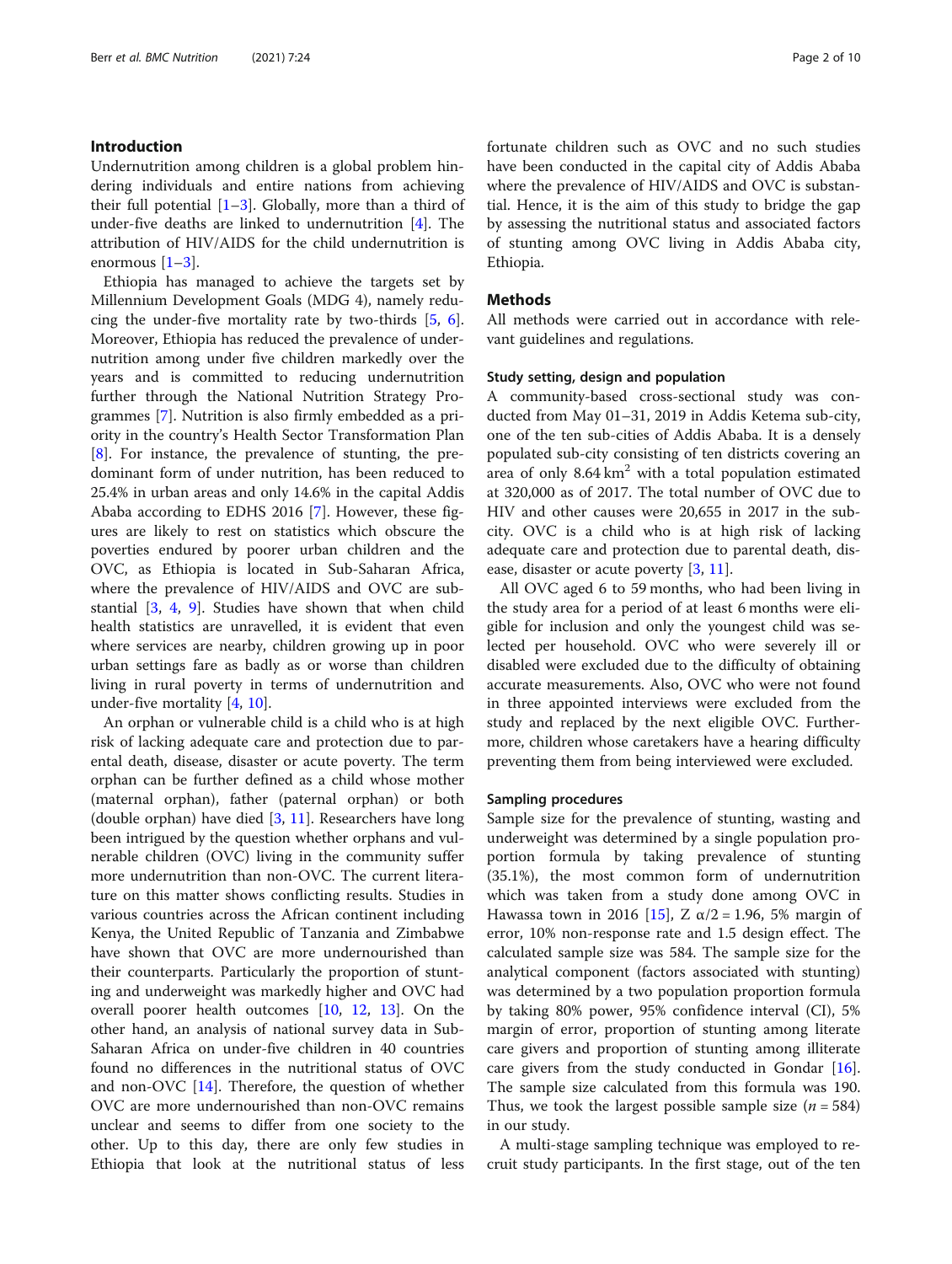## Introduction

Undernutrition among children is a global problem hindering individuals and entire nations from achieving their full potential [1–3]. Globally, more than a third of under-five deaths are linked to undernutrition [4]. The attribution of HIV/AIDS for the child undernutrition is enormous [1–3].

Ethiopia has managed to achieve the targets set by Millennium Development Goals (MDG 4), namely reducing the under-five mortality rate by two-thirds [5, 6]. Moreover, Ethiopia has reduced the prevalence of undernutrition among under five children markedly over the years and is committed to reducing undernutrition further through the National Nutrition Strategy Programmes [7]. Nutrition is also firmly embedded as a priority in the country's Health Sector Transformation Plan [8]. For instance, the prevalence of stunting, the predominant form of under nutrition, has been reduced to 25.4% in urban areas and only 14.6% in the capital Addis Ababa according to EDHS 2016 [7]. However, these figures are likely to rest on statistics which obscure the poverties endured by poorer urban children and the OVC, as Ethiopia is located in Sub-Saharan Africa, where the prevalence of HIV/AIDS and OVC are substantial [3, 4, 9]. Studies have shown that when child health statistics are unravelled, it is evident that even where services are nearby, children growing up in poor urban settings fare as badly as or worse than children living in rural poverty in terms of undernutrition and under-five mortality [4, 10].

An orphan or vulnerable child is a child who is at high risk of lacking adequate care and protection due to parental death, disease, disaster or acute poverty. The term orphan can be further defined as a child whose mother (maternal orphan), father (paternal orphan) or both (double orphan) have died [3, 11]. Researchers have long been intrigued by the question whether orphans and vulnerable children (OVC) living in the community suffer more undernutrition than non-OVC. The current literature on this matter shows conflicting results. Studies in various countries across the African continent including Kenya, the United Republic of Tanzania and Zimbabwe have shown that OVC are more undernourished than their counterparts. Particularly the proportion of stunting and underweight was markedly higher and OVC had overall poorer health outcomes [10, 12, 13]. On the other hand, an analysis of national survey data in Sub-Saharan Africa on under-five children in 40 countries found no differences in the nutritional status of OVC and non-OVC [14]. Therefore, the question of whether OVC are more undernourished than non-OVC remains unclear and seems to differ from one society to the other. Up to this day, there are only few studies in Ethiopia that look at the nutritional status of less fortunate children such as OVC and no such studies have been conducted in the capital city of Addis Ababa where the prevalence of HIV/AIDS and OVC is substantial. Hence, it is the aim of this study to bridge the gap by assessing the nutritional status and associated factors of stunting among OVC living in Addis Ababa city, Ethiopia.

## Methods

All methods were carried out in accordance with relevant guidelines and regulations.

### Study setting, design and population

A community-based cross-sectional study was conducted from May 01–31, 2019 in Addis Ketema sub-city, one of the ten sub-cities of Addis Ababa. It is a densely populated sub-city consisting of ten districts covering an area of only 8.64 $km^2$ with a total population estimated at 320,000 as of 2017. The total number of OVC due to HIV and other causes were 20,655 in 2017 in the sub-city. OVC is a child who is at high risk of lacking adequate care and protection due to parental death, disease, disaster or acute poverty [3, 11].

All OVC aged 6 to 59 months, who had been living in the study area for a period of at least 6 months were eligible for inclusion and only the youngest child was selected per household. OVC who were severely ill or disabled were excluded due to the difficulty of obtaining accurate measurements. Also, OVC who were not found in three appointed interviews were excluded from the study and replaced by the next eligible OVC. Furthermore, children whose caretakers have a hearing difficulty preventing them from being interviewed were excluded.

### Sampling procedures

Sample size for the prevalence of stunting, wasting and underweight was determined by a single population proportion formula by taking prevalence of stunting (35.1%), the most common form of undernutrition which was taken from a study done among OVC in Hawassa town in 2016 [15], $Z\ \alpha/2 = 1.96$, 5% margin of error, 10% non-response rate and 1.5 design effect. The calculated sample size was 584. The sample size for the analytical component (factors associated with stunting) was determined by a two population proportion formula by taking 80% power, 95% confidence interval (CI), 5% margin of error, proportion of stunting among literate care givers and proportion of stunting among illiterate care givers from the study conducted in Gondar [16]. The sample size calculated from this formula was 190. Thus, we took the largest possible sample size ($n = 584$) in our study.

A multi-stage sampling technique was employed to recruit study participants. In the first stage, out of the ten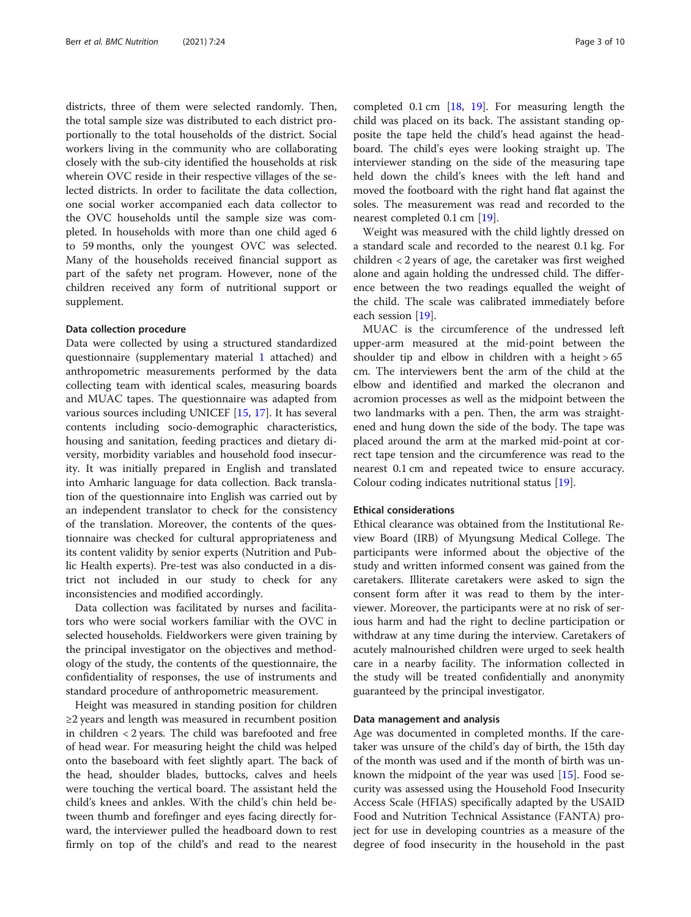districts, three of them were selected randomly. Then, the total sample size was distributed to each district proportionally to the total households of the district. Social workers living in the community who are collaborating closely with the sub-city identified the households at risk wherein OVC reside in their respective villages of the selected districts. In order to facilitate the data collection, one social worker accompanied each data collector to the OVC households until the sample size was completed. In households with more than one child aged 6 to 59 months, only the youngest OVC was selected. Many of the households received financial support as part of the safety net program. However, none of the children received any form of nutritional support or supplement.

#### Data collection procedure

Data were collected by using a structured standardized questionnaire (supplementary material 1 attached) and anthropometric measurements performed by the data collecting team with identical scales, measuring boards and MUAC tapes. The questionnaire was adapted from various sources including UNICEF [15, 17]. It has several contents including socio-demographic characteristics, housing and sanitation, feeding practices and dietary diversity, morbidity variables and household food insecurity. It was initially prepared in English and translated into Amharic language for data collection. Back translation of the questionnaire into English was carried out by an independent translator to check for the consistency of the translation. Moreover, the contents of the questionnaire was checked for cultural appropriateness and its content validity by senior experts (Nutrition and Public Health experts). Pre-test was also conducted in a district not included in our study to check for any inconsistencies and modified accordingly.

Data collection was facilitated by nurses and facilitators who were social workers familiar with the OVC in selected households. Fieldworkers were given training by the principal investigator on the objectives and methodology of the study, the contents of the questionnaire, the confidentiality of responses, the use of instruments and standard procedure of anthropometric measurement.

Height was measured in standing position for children ≥2 years and length was measured in recumbent position in children < 2 years. The child was barefooted and free of head wear. For measuring height the child was helped onto the baseboard with feet slightly apart. The back of the head, shoulder blades, buttocks, calves and heels were touching the vertical board. The assistant held the child's knees and ankles. With the child's chin held between thumb and forefinger and eyes facing directly forward, the interviewer pulled the headboard down to rest firmly on top of the child's and read to the nearest completed 0.1 cm [18, 19]. For measuring length the child was placed on its back. The assistant standing opposite the tape held the child's head against the headboard. The child's eyes were looking straight up. The interviewer standing on the side of the measuring tape held down the child's knees with the left hand and moved the footboard with the right hand flat against the soles. The measurement was read and recorded to the nearest completed 0.1 cm [19].

Weight was measured with the child lightly dressed on a standard scale and recorded to the nearest 0.1 kg. For children < 2 years of age, the caretaker was first weighed alone and again holding the undressed child. The difference between the two readings equalled the weight of the child. The scale was calibrated immediately before each session [19].

MUAC is the circumference of the undressed left upper-arm measured at the mid-point between the shoulder tip and elbow in children with a height > 65 cm. The interviewers bent the arm of the child at the elbow and identified and marked the olecranon and acromion processes as well as the midpoint between the two landmarks with a pen. Then, the arm was straightened and hung down the side of the body. The tape was placed around the arm at the marked mid-point at correct tape tension and the circumference was read to the nearest 0.1 cm and repeated twice to ensure accuracy. Colour coding indicates nutritional status [19].

#### Ethical considerations

Ethical clearance was obtained from the Institutional Review Board (IRB) of Myungsung Medical College. The participants were informed about the objective of the study and written informed consent was gained from the caretakers. Illiterate caretakers were asked to sign the consent form after it was read to them by the interviewer. Moreover, the participants were at no risk of serious harm and had the right to decline participation or withdraw at any time during the interview. Caretakers of acutely malnourished children were urged to seek health care in a nearby facility. The information collected in the study will be treated confidentially and anonymity guaranteed by the principal investigator.

#### Data management and analysis

Age was documented in completed months. If the caretaker was unsure of the child's day of birth, the 15th day of the month was used and if the month of birth was unknown the midpoint of the year was used [15]. Food security was assessed using the Household Food Insecurity Access Scale (HFIAS) specifically adapted by the USAID Food and Nutrition Technical Assistance (FANTA) project for use in developing countries as a measure of the degree of food insecurity in the household in the past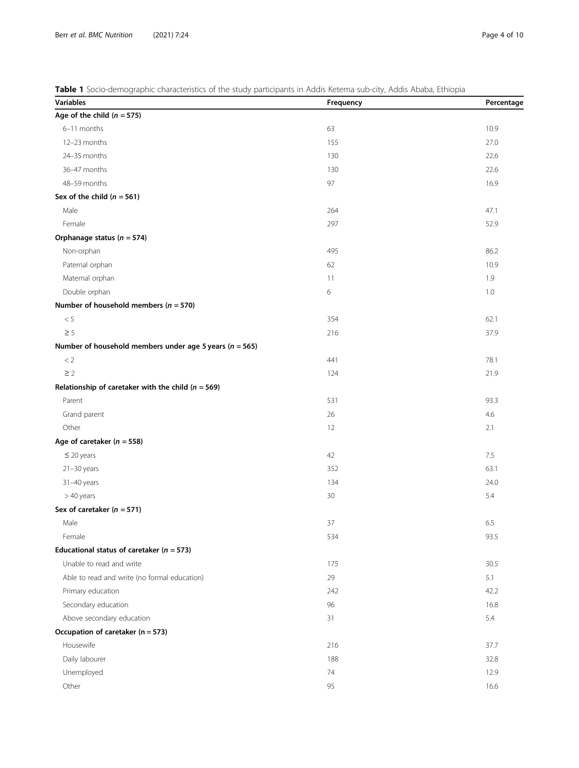**Table 1** Socio-demographic characteristics of the study participants in Addis Ketema sub-city, Addis Ababa, Ethiopia

| Variables | Frequency | Percentage |
|---|---|---|
| **Age of the child (*n* = 575)** | | |
| 6–11 months | 63 | 10.9 |
| 12–23 months | 155 | 27.0 |
| 24–35 months | 130 | 22.6 |
| 36–47 months | 130 | 22.6 |
| 48–59 months | 97 | 16.9 |
| **Sex of the child (*n* = 561)** | | |
| Male | 264 | 47.1 |
| Female | 297 | 52.9 |
| **Orphanage status (*n* = 574)** | | |
| Non-orphan | 495 | 86.2 |
| Paternal orphan | 62 | 10.9 |
| Maternal orphan | 11 | 1.9 |
| Double orphan | 6 | 1.0 |
| **Number of household members (*n* = 570)** | | |
| < 5 | 354 | 62.1 |
| ≥ 5 | 216 | 37.9 |
| **Number of household members under age 5 years (*n* = 565)** | | |
| < 2 | 441 | 78.1 |
| ≥ 2 | 124 | 21.9 |
| **Relationship of caretaker with the child (*n* = 569)** | | |
| Parent | 531 | 93.3 |
| Grand parent | 26 | 4.6 |
| Other | 12 | 2.1 |
| **Age of caretaker (*n* = 558)** | | |
| ≤ 20 years | 42 | 7.5 |
| 21–30 years | 352 | 63.1 |
| 31–40 years | 134 | 24.0 |
| > 40 years | 30 | 5.4 |
| **Sex of caretaker (*n* = 571)** | | |
| Male | 37 | 6.5 |
| Female | 534 | 93.5 |
| **Educational status of caretaker (*n* = 573)** | | |
| Unable to read and write | 175 | 30.5 |
| Able to read and write (no formal education) | 29 | 5.1 |
| Primary education | 242 | 42.2 |
| Secondary education | 96 | 16.8 |
| Above secondary education | 31 | 5.4 |
| **Occupation of caretaker (n = 573)** | | |
| Housewife | 216 | 37.7 |
| Daily labourer | 188 | 32.8 |
| Unemployed | 74 | 12.9 |
| Other | 95 | 16.6 |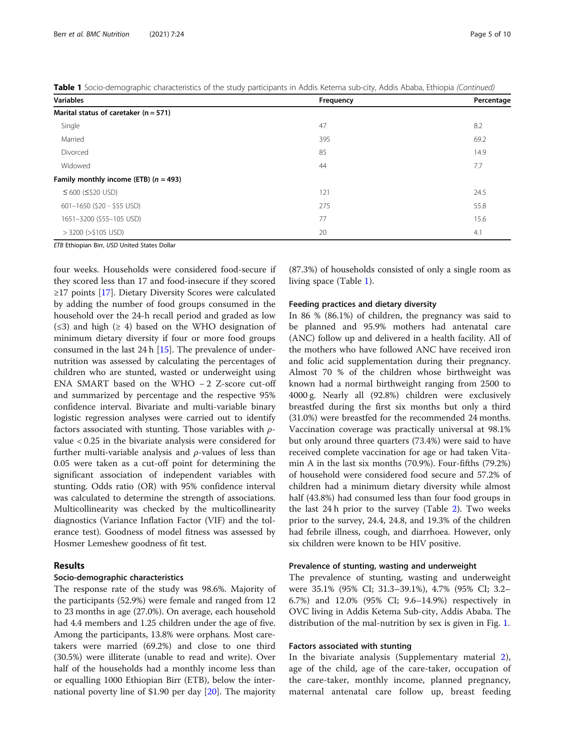**Table 1** Socio-demographic characteristics of the study participants in Addis Ketema sub-city, Addis Ababa, Ethiopia *(Continued)*

| Variables | Frequency | Percentage |
|---|---|---|
| **Marital status of caretaker (n = 571)** | | |
| Single | 47 | 8.2 |
| Married | 395 | 69.2 |
| Divorced | 85 | 14.9 |
| Widowed | 44 | 7.7 |
| **Family monthly income (ETB) (*n* = 493)** | | |
| ≤ 600 (≤$20 USD) | 121 | 24.5 |
| 601–1650 ($20 - $55 USD) | 275 | 55.8 |
| 1651–3200 ($55–105 USD) | 77 | 15.6 |
| > 3200 (>$105 USD) | 20 | 4.1 |

*ETB* Ethiopian Birr, *USD* United States Dollar

four weeks. Households were considered food-secure if they scored less than 17 and food-insecure if they scored ≥17 points [17]. Dietary Diversity Scores were calculated by adding the number of food groups consumed in the household over the 24-h recall period and graded as low (≤3) and high (≥ 4) based on the WHO designation of minimum dietary diversity if four or more food groups consumed in the last 24 h [15]. The prevalence of undernutrition was assessed by calculating the percentages of children who are stunted, wasted or underweight using ENA SMART based on the WHO − 2 Z-score cut-off and summarized by percentage and the respective 95% confidence interval. Bivariate and multi-variable binary logistic regression analyses were carried out to identify factors associated with stunting. Those variables with $\rho$-value < 0.25 in the bivariate analysis were considered for further multi-variable analysis and $\rho$-values of less than 0.05 were taken as a cut-off point for determining the significant association of independent variables with stunting. Odds ratio (OR) with 95% confidence interval was calculated to determine the strength of associations. Multicollinearity was checked by the multicollinearity diagnostics (Variance Inflation Factor (VIF) and the tolerance test). Goodness of model fitness was assessed by Hosmer Lemeshew goodness of fit test.

## Results

### Socio-demographic characteristics

The response rate of the study was 98.6%. Majority of the participants (52.9%) were female and ranged from 12 to 23 months in age (27.0%). On average, each household had 4.4 members and 1.25 children under the age of five. Among the participants, 13.8% were orphans. Most caretakers were married (69.2%) and close to one third (30.5%) were illiterate (unable to read and write). Over half of the households had a monthly income less than or equalling 1000 Ethiopian Birr (ETB), below the international poverty line of $1.90 per day [20]. The majority (87.3%) of households consisted of only a single room as living space (Table 1).

### Feeding practices and dietary diversity

In 86 % (86.1%) of children, the pregnancy was said to be planned and 95.9% mothers had antenatal care (ANC) follow up and delivered in a health facility. All of the mothers who have followed ANC have received iron and folic acid supplementation during their pregnancy. Almost 70 % of the children whose birthweight was known had a normal birthweight ranging from 2500 to 4000 g. Nearly all (92.8%) children were exclusively breastfed during the first six months but only a third (31.0%) were breastfed for the recommended 24 months. Vaccination coverage was practically universal at 98.1% but only around three quarters (73.4%) were said to have received complete vaccination for age or had taken Vitamin A in the last six months (70.9%). Four-fifths (79.2%) of household were considered food secure and 57.2% of children had a minimum dietary diversity while almost half (43.8%) had consumed less than four food groups in the last 24 h prior to the survey (Table 2). Two weeks prior to the survey, 24.4, 24.8, and 19.3% of the children had febrile illness, cough, and diarrhoea. However, only six children were known to be HIV positive.

### Prevalence of stunting, wasting and underweight

The prevalence of stunting, wasting and underweight were 35.1% (95% CI; 31.3–39.1%), 4.7% (95% CI; 3.2–6.7%) and 12.0% (95% CI; 9.6–14.9%) respectively in OVC living in Addis Ketema Sub-city, Addis Ababa. The distribution of the mal-nutrition by sex is given in Fig. 1.

### Factors associated with stunting

In the bivariate analysis (Supplementary material 2), age of the child, age of the care-taker, occupation of the care-taker, monthly income, planned pregnancy, maternal antenatal care follow up, breast feeding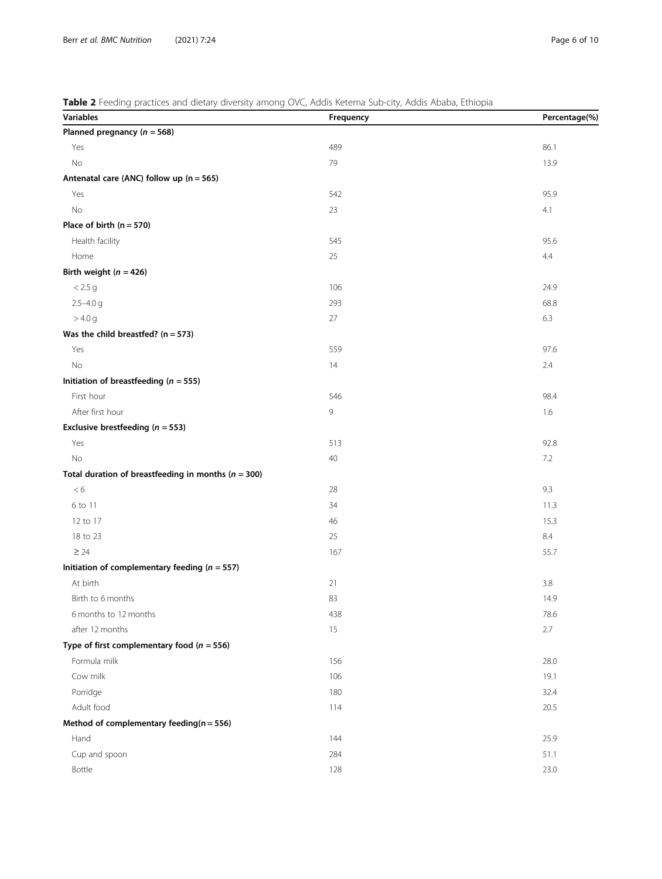**Table 2** Feeding practices and dietary diversity among OVC, Addis Ketema Sub-city, Addis Ababa, Ethiopia

| Variables | Frequency | Percentage(%) |
|---|---|---|
| **Planned pregnancy (*n* = 568)** | | |
| Yes | 489 | 86.1 |
| No | 79 | 13.9 |
| **Antenatal care (ANC) follow up (n = 565)** | | |
| Yes | 542 | 95.9 |
| No | 23 | 4.1 |
| **Place of birth (n = 570)** | | |
| Health facility | 545 | 95.6 |
| Home | 25 | 4.4 |
| **Birth weight (*n* = 426)** | | |
| < 2.5 g | 106 | 24.9 |
| 2.5–4.0 g | 293 | 68.8 |
| > 4.0 g | 27 | 6.3 |
| **Was the child breastfed? (n = 573)** | | |
| Yes | 559 | 97.6 |
| No | 14 | 2.4 |
| **Initiation of breastfeeding (*n* = 555)** | | |
| First hour | 546 | 98.4 |
| After first hour | 9 | 1.6 |
| **Exclusive brestfeeding (*n* = 553)** | | |
| Yes | 513 | 92.8 |
| No | 40 | 7.2 |
| **Total duration of breastfeeding in months (*n* = 300)** | | |
| < 6 | 28 | 9.3 |
| 6 to 11 | 34 | 11.3 |
| 12 to 17 | 46 | 15.3 |
| 18 to 23 | 25 | 8.4 |
| ≥ 24 | 167 | 55.7 |
| **Initiation of complementary feeding (*n* = 557)** | | |
| At birth | 21 | 3.8 |
| Birth to 6 months | 83 | 14.9 |
| 6 months to 12 months | 438 | 78.6 |
| after 12 months | 15 | 2.7 |
| **Type of first complementary food (*n* = 556)** | | |
| Formula milk | 156 | 28.0 |
| Cow milk | 106 | 19.1 |
| Porridge | 180 | 32.4 |
| Adult food | 114 | 20.5 |
| **Method of complementary feeding(n = 556)** | | |
| Hand | 144 | 25.9 |
| Cup and spoon | 284 | 51.1 |
| Bottle | 128 | 23.0 |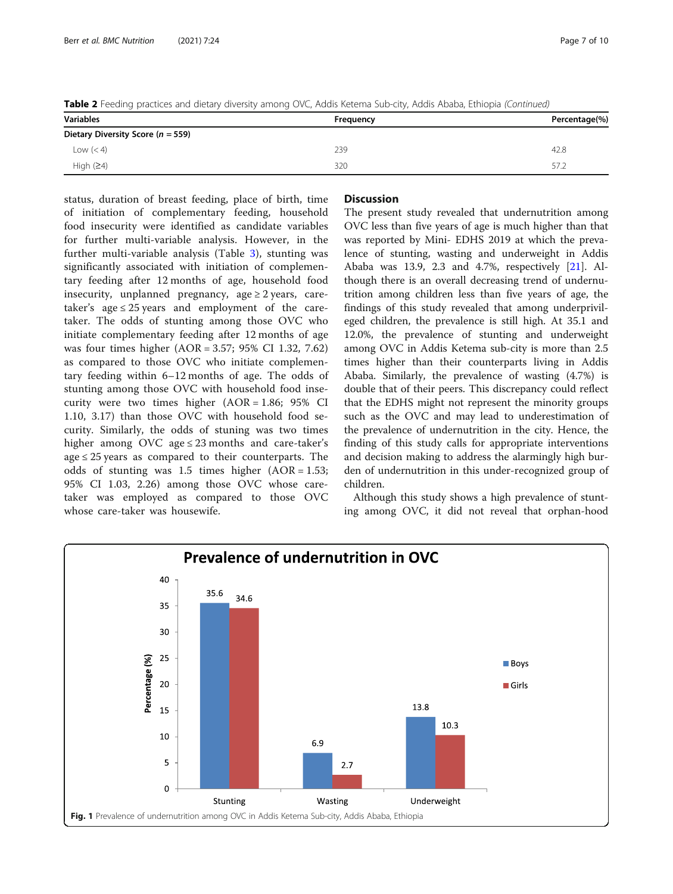**Table 2** Feeding practices and dietary diversity among OVC, Addis Ketema Sub-city, Addis Ababa, Ethiopia *(Continued)*

| Variables | Frequency | Percentage(%) |
|---|---|---|
| Dietary Diversity Score (n = 559) | | |
| Low (< 4) | 239 | 42.8 |
| High (≥4) | 320 | 57.2 |

status, duration of breast feeding, place of birth, time of initiation of complementary feeding, household food insecurity were identified as candidate variables for further multi-variable analysis. However, in the further multi-variable analysis (Table 3), stunting was significantly associated with initiation of complementary feeding after 12 months of age, household food insecurity, unplanned pregnancy, age ≥ 2 years, care-taker's age ≤ 25 years and employment of the care-taker. The odds of stunting among those OVC who initiate complementary feeding after 12 months of age was four times higher (AOR = 3.57; 95% CI 1.32, 7.62) as compared to those OVC who initiate complementary feeding within 6–12 months of age. The odds of stunting among those OVC with household food insecurity were two times higher (AOR = 1.86; 95% CI 1.10, 3.17) than those OVC with household food security. Similarly, the odds of stuning was two times higher among OVC age ≤ 23 months and care-taker's age ≤ 25 years as compared to their counterparts. The odds of stunting was 1.5 times higher (AOR = 1.53; 95% CI 1.03, 2.26) among those OVC whose care-taker was employed as compared to those OVC whose care-taker was housewife.

## Discussion

The present study revealed that undernutrition among OVC less than five years of age is much higher than that was reported by Mini- EDHS 2019 at which the prevalence of stunting, wasting and underweight in Addis Ababa was 13.9, 2.3 and 4.7%, respectively [21]. Although there is an overall decreasing trend of undernutrition among children less than five years of age, the findings of this study revealed that among underprivileged children, the prevalence is still high. At 35.1 and 12.0%, the prevalence of stunting and underweight among OVC in Addis Ketema sub-city is more than 2.5 times higher than their counterparts living in Addis Ababa. Similarly, the prevalence of wasting (4.7%) is double that of their peers. This discrepancy could reflect that the EDHS might not represent the minority groups such as the OVC and may lead to underestimation of the prevalence of undernutrition in the city. Hence, the finding of this study calls for appropriate interventions and decision making to address the alarmingly high burden of undernutrition in this under-recognized group of children.

Although this study shows a high prevalence of stunting among OVC, it did not reveal that orphan-hood

**Fig. 1** Prevalence of undernutrition among OVC in Addis Ketema Sub-city, Addis Ababa, Ethiopia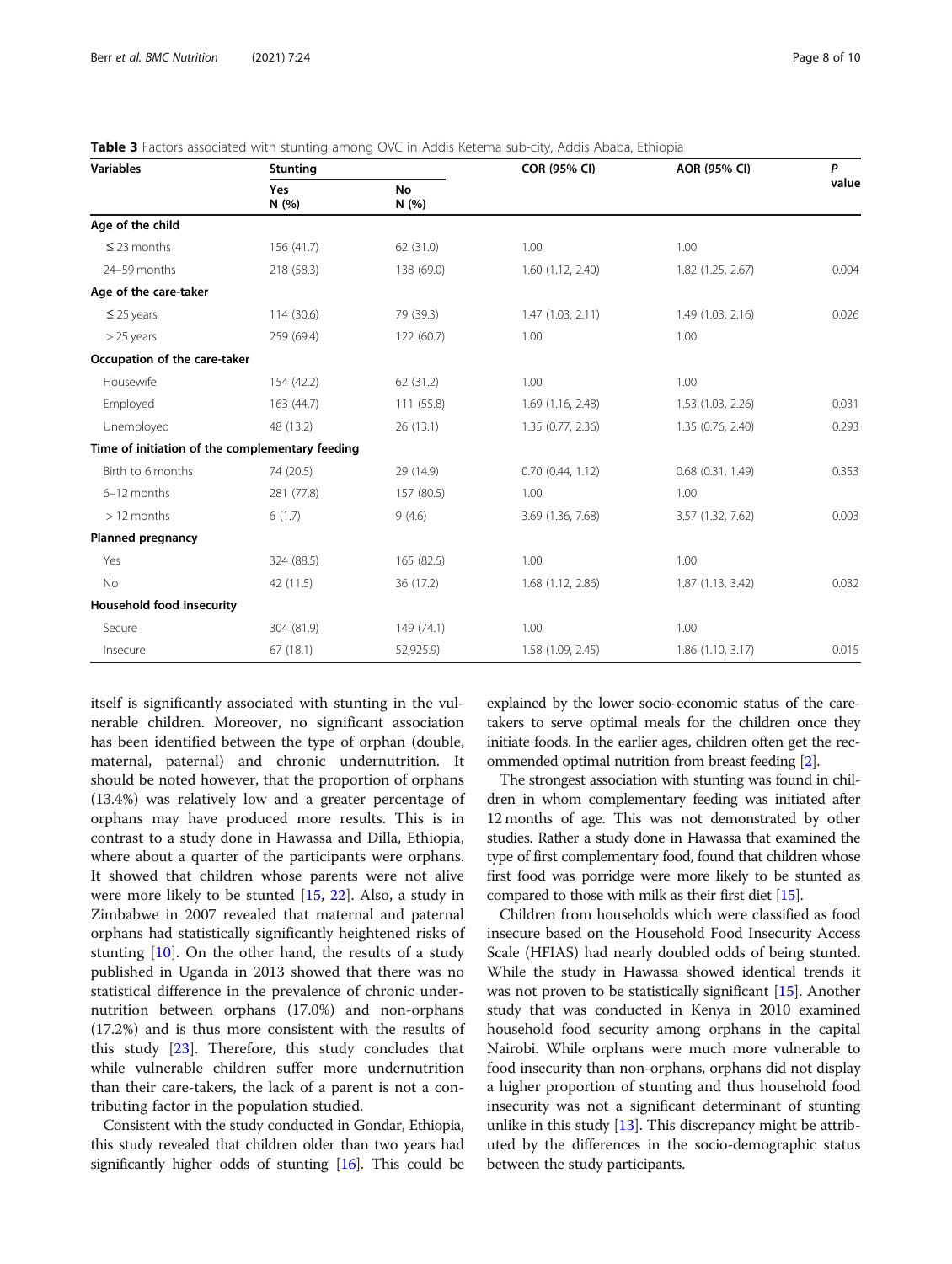**Table 3** Factors associated with stunting among OVC in Addis Ketema sub-city, Addis Ababa, Ethiopia

| Variables | Stunting | | COR (95% CI) | AOR (95% CI) | P value |
|---|---|---|---|---|---|
| | Yes N (%) | No N (%) | | | |
| **Age of the child** | | | | | |
| ≤ 23 months | 156 (41.7) | 62 (31.0) | 1.00 | 1.00 | |
| 24–59 months | 218 (58.3) | 138 (69.0) | 1.60 (1.12, 2.40) | 1.82 (1.25, 2.67) | 0.004 |
| **Age of the care-taker** | | | | | |
| ≤ 25 years | 114 (30.6) | 79 (39.3) | 1.47 (1.03, 2.11) | 1.49 (1.03, 2.16) | 0.026 |
| > 25 years | 259 (69.4) | 122 (60.7) | 1.00 | 1.00 | |
| **Occupation of the care-taker** | | | | | |
| Housewife | 154 (42.2) | 62 (31.2) | 1.00 | 1.00 | |
| Employed | 163 (44.7) | 111 (55.8) | 1.69 (1.16, 2.48) | 1.53 (1.03, 2.26) | 0.031 |
| Unemployed | 48 (13.2) | 26 (13.1) | 1.35 (0.77, 2.36) | 1.35 (0.76, 2.40) | 0.293 |
| **Time of initiation of the complementary feeding** | | | | | |
| Birth to 6 months | 74 (20.5) | 29 (14.9) | 0.70 (0.44, 1.12) | 0.68 (0.31, 1.49) | 0.353 |
| 6–12 months | 281 (77.8) | 157 (80.5) | 1.00 | 1.00 | |
| > 12 months | 6 (1.7) | 9 (4.6) | 3.69 (1.36, 7.68) | 3.57 (1.32, 7.62) | 0.003 |
| **Planned pregnancy** | | | | | |
| Yes | 324 (88.5) | 165 (82.5) | 1.00 | 1.00 | |
| No | 42 (11.5) | 36 (17.2) | 1.68 (1.12, 2.86) | 1.87 (1.13, 3.42) | 0.032 |
| **Household food insecurity** | | | | | |
| Secure | 304 (81.9) | 149 (74.1) | 1.00 | 1.00 | |
| Insecure | 67 (18.1) | 52,925.9) | 1.58 (1.09, 2.45) | 1.86 (1.10, 3.17) | 0.015 |

itself is significantly associated with stunting in the vulnerable children. Moreover, no significant association has been identified between the type of orphan (double, maternal, paternal) and chronic undernutrition. It should be noted however, that the proportion of orphans (13.4%) was relatively low and a greater percentage of orphans may have produced more results. This is in contrast to a study done in Hawassa and Dilla, Ethiopia, where about a quarter of the participants were orphans. It showed that children whose parents were not alive were more likely to be stunted [15, 22]. Also, a study in Zimbabwe in 2007 revealed that maternal and paternal orphans had statistically significantly heightened risks of stunting [10]. On the other hand, the results of a study published in Uganda in 2013 showed that there was no statistical difference in the prevalence of chronic undernutrition between orphans (17.0%) and non-orphans (17.2%) and is thus more consistent with the results of this study [23]. Therefore, this study concludes that while vulnerable children suffer more undernutrition than their care-takers, the lack of a parent is not a contributing factor in the population studied.

Consistent with the study conducted in Gondar, Ethiopia, this study revealed that children older than two years had significantly higher odds of stunting [16]. This could be explained by the lower socio-economic status of the care-takers to serve optimal meals for the children once they initiate foods. In the earlier ages, children often get the recommended optimal nutrition from breast feeding [2].

The strongest association with stunting was found in children in whom complementary feeding was initiated after 12 months of age. This was not demonstrated by other studies. Rather a study done in Hawassa that examined the type of first complementary food, found that children whose first food was porridge were more likely to be stunted as compared to those with milk as their first diet [15].

Children from households which were classified as food insecure based on the Household Food Insecurity Access Scale (HFIAS) had nearly doubled odds of being stunted. While the study in Hawassa showed identical trends it was not proven to be statistically significant [15]. Another study that was conducted in Kenya in 2010 examined household food security among orphans in the capital Nairobi. While orphans were much more vulnerable to food insecurity than non-orphans, orphans did not display a higher proportion of stunting and thus household food insecurity was not a significant determinant of stunting unlike in this study [13]. This discrepancy might be attributed by the differences in the socio-demographic status between the study participants.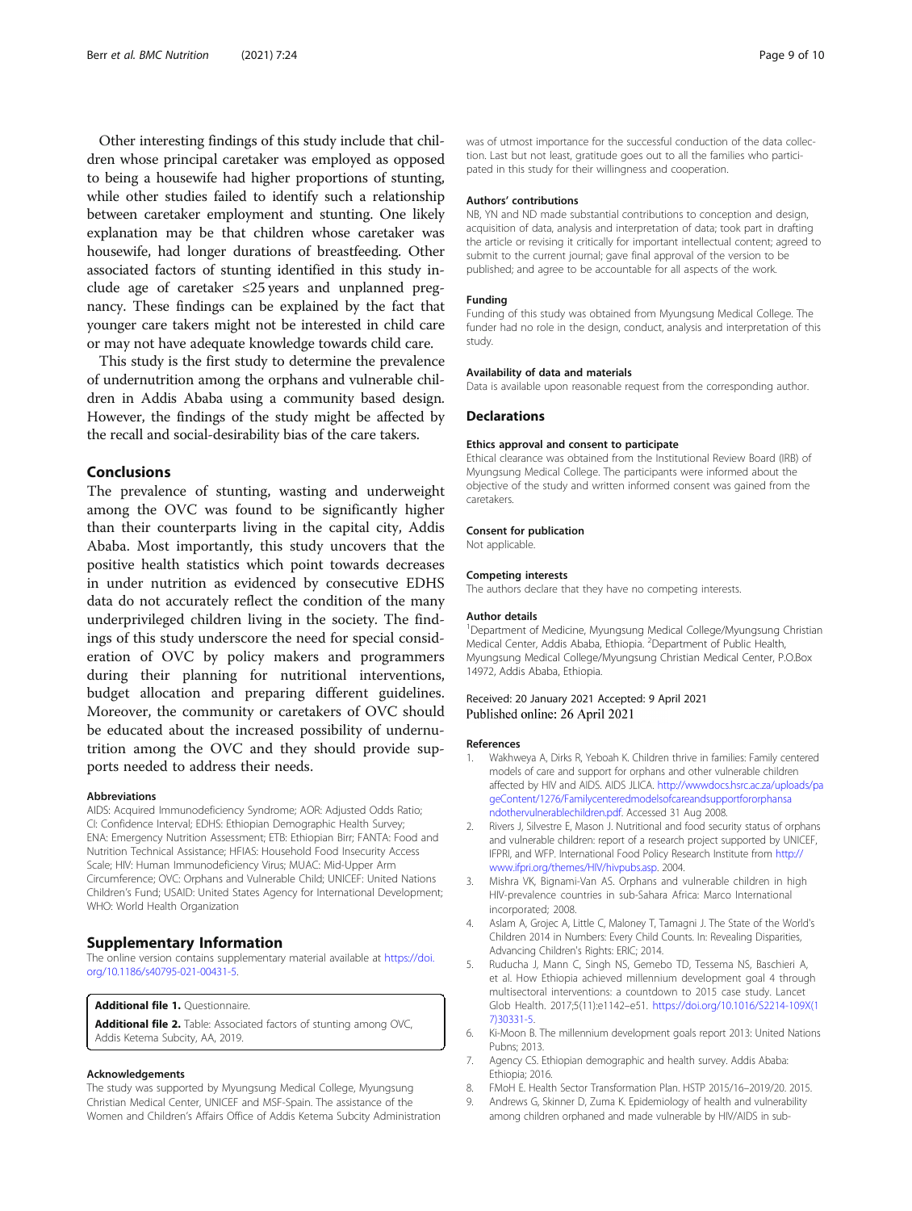Other interesting findings of this study include that children whose principal caretaker was employed as opposed to being a housewife had higher proportions of stunting, while other studies failed to identify such a relationship between caretaker employment and stunting. One likely explanation may be that children whose caretaker was housewife, had longer durations of breastfeeding. Other associated factors of stunting identified in this study include age of caretaker ≤25 years and unplanned pregnancy. These findings can be explained by the fact that younger care takers might not be interested in child care or may not have adequate knowledge towards child care.

This study is the first study to determine the prevalence of undernutrition among the orphans and vulnerable children in Addis Ababa using a community based design. However, the findings of the study might be affected by the recall and social-desirability bias of the care takers.

## Conclusions

The prevalence of stunting, wasting and underweight among the OVC was found to be significantly higher than their counterparts living in the capital city, Addis Ababa. Most importantly, this study uncovers that the positive health statistics which point towards decreases in under nutrition as evidenced by consecutive EDHS data do not accurately reflect the condition of the many underprivileged children living in the society. The findings of this study underscore the need for special consideration of OVC by policy makers and programmers during their planning for nutritional interventions, budget allocation and preparing different guidelines. Moreover, the community or caretakers of OVC should be educated about the increased possibility of undernutrition among the OVC and they should provide supports needed to address their needs.

#### Abbreviations

AIDS: Acquired Immunodeficiency Syndrome; AOR: Adjusted Odds Ratio; CI: Confidence Interval; EDHS: Ethiopian Demographic Health Survey; ENA: Emergency Nutrition Assessment; ETB: Ethiopian Birr; FANTA: Food and Nutrition Technical Assistance; HFIAS: Household Food Insecurity Access Scale; HIV: Human Immunodeficiency Virus; MUAC: Mid-Upper Arm Circumference; OVC: Orphans and Vulnerable Child; UNICEF: United Nations Children's Fund; USAID: United States Agency for International Development; WHO: World Health Organization

## Supplementary Information

The online version contains supplementary material available at https://doi.org/10.1186/s40795-021-00431-5.

**Additional file 1.** Questionnaire.

**Additional file 2.** Table: Associated factors of stunting among OVC, Addis Ketema Subcity, AA, 2019.

#### Acknowledgements

The study was supported by Myungsung Medical College, Myungsung Christian Medical Center, UNICEF and MSF-Spain. The assistance of the Women and Children's Affairs Office of Addis Ketema Subcity Administration was of utmost importance for the successful conduction of the data collection. Last but not least, gratitude goes out to all the families who participated in this study for their willingness and cooperation.

#### Authors' contributions

NB, YN and ND made substantial contributions to conception and design, acquisition of data, analysis and interpretation of data; took part in drafting the article or revising it critically for important intellectual content; agreed to submit to the current journal; gave final approval of the version to be published; and agree to be accountable for all aspects of the work.

#### Funding

Funding of this study was obtained from Myungsung Medical College. The funder had no role in the design, conduct, analysis and interpretation of this study.

#### Availability of data and materials

Data is available upon reasonable request from the corresponding author.

## Declarations

#### Ethics approval and consent to participate

Ethical clearance was obtained from the Institutional Review Board (IRB) of Myungsung Medical College. The participants were informed about the objective of the study and written informed consent was gained from the caretakers.

#### Consent for publication

Not applicable.

#### Competing interests

The authors declare that they have no competing interests.

#### Author details

[1]Department of Medicine, Myungsung Medical College/Myungsung Christian Medical Center, Addis Ababa, Ethiopia. [2]Department of Public Health, Myungsung Medical College/Myungsung Christian Medical Center, P.O.Box 14972, Addis Ababa, Ethiopia.

Received: 20 January 2021 Accepted: 9 April 2021
Published online: 26 April 2021

#### References

1. Wakhweya A, Dirks R, Yeboah K. Children thrive in families: Family centered models of care and support for orphans and other vulnerable children affected by HIV and AIDS. AIDS JLICA. http://wwwdocs.hsrc.ac.za/uploads/pageContent/1276/Familycenteredmodelsofcareandsupportfororphansandothervulnerablechildren.pdf. Accessed 31 Aug 2008.
2. Rivers J, Silvestre E, Mason J. Nutritional and food security status of orphans and vulnerable children: report of a research project supported by UNICEF, IFPRI, and WFP. International Food Policy Research Institute from http://www.ifpri.org/themes/HIV/hivpubs.asp. 2004.
3. Mishra VK, Bignami-Van AS. Orphans and vulnerable children in high HIV-prevalence countries in sub-Sahara Africa: Marco International incorporated; 2008.
4. Aslam A, Grojec A, Little C, Maloney T, Tamagni J. The State of the World's Children 2014 in Numbers: Every Child Counts. In: Revealing Disparities, Advancing Children's Rights: ERIC; 2014.
5. Ruducha J, Mann C, Singh NS, Gemebo TD, Tessema NS, Baschieri A, et al. How Ethiopia achieved millennium development goal 4 through multisectoral interventions: a countdown to 2015 case study. Lancet Glob Health. 2017;5(11):e1142–e51. https://doi.org/10.1016/S2214-109X(17)30331-5.
6. Ki-Moon B. The millennium development goals report 2013: United Nations Pubns; 2013.
7. Agency CS. Ethiopian demographic and health survey. Addis Ababa: Ethiopia; 2016.
8. FMoH E. Health Sector Transformation Plan. HSTP 2015/16–2019/20. 2015.
9. Andrews G, Skinner D, Zuma K. Epidemiology of health and vulnerability among children orphaned and made vulnerable by HIV/AIDS in sub-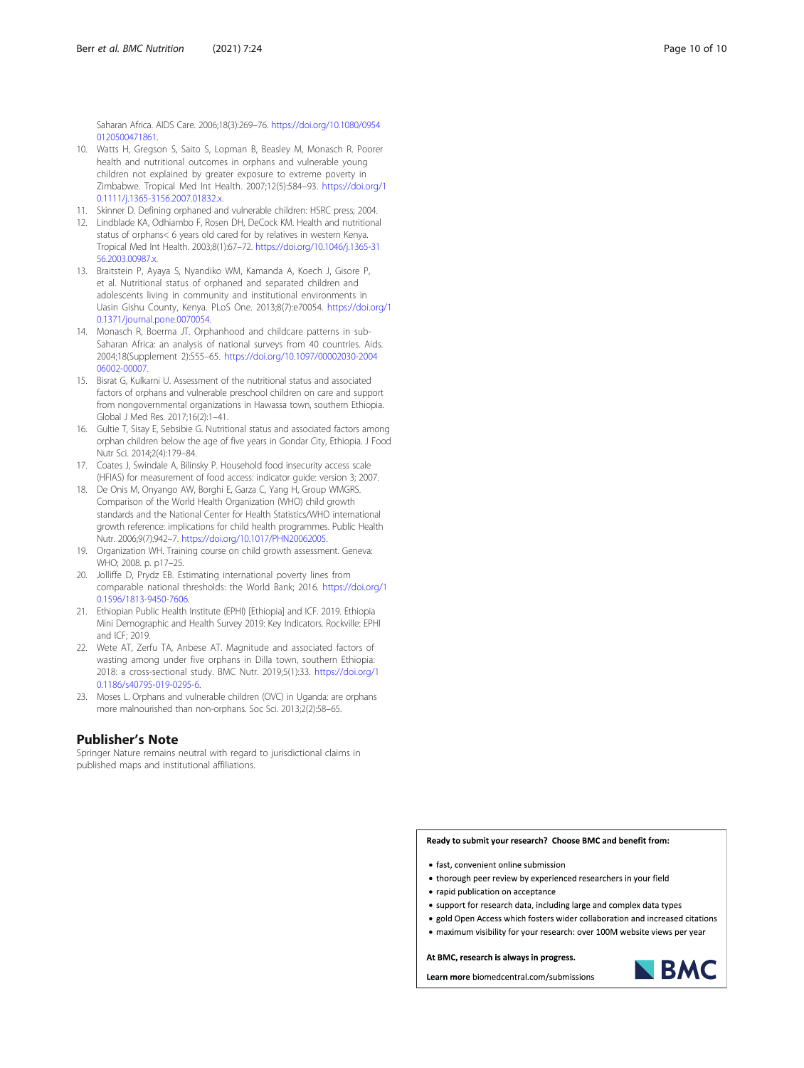Saharan Africa. AIDS Care. 2006;18(3):269–76. https://doi.org/10.1080/09540120500471861.

10. Watts H, Gregson S, Saito S, Lopman B, Beasley M, Monasch R. Poorer health and nutritional outcomes in orphans and vulnerable young children not explained by greater exposure to extreme poverty in Zimbabwe. Tropical Med Int Health. 2007;12(5):584–93. https://doi.org/10.1111/j.1365-3156.2007.01832.x.
11. Skinner D. Defining orphaned and vulnerable children: HSRC press; 2004.
12. Lindblade KA, Odhiambo F, Rosen DH, DeCock KM. Health and nutritional status of orphans< 6 years old cared for by relatives in western Kenya. Tropical Med Int Health. 2003;8(1):67–72. https://doi.org/10.1046/j.1365-3156.2003.00987.x.
13. Braitstein P, Ayaya S, Nyandiko WM, Kamanda A, Koech J, Gisore P, et al. Nutritional status of orphaned and separated children and adolescents living in community and institutional environments in Uasin Gishu County, Kenya. PLoS One. 2013;8(7):e70054. https://doi.org/10.1371/journal.pone.0070054.
14. Monasch R, Boerma JT. Orphanhood and childcare patterns in sub-Saharan Africa: an analysis of national surveys from 40 countries. Aids. 2004;18(Supplement 2):S55–65. https://doi.org/10.1097/00002030-200406002-00007.
15. Bisrat G, Kulkarni U. Assessment of the nutritional status and associated factors of orphans and vulnerable preschool children on care and support from nongovernmental organizations in Hawassa town, southern Ethiopia. Global J Med Res. 2017;16(2):1–41.
16. Gultie T, Sisay E, Sebsibie G. Nutritional status and associated factors among orphan children below the age of five years in Gondar City, Ethiopia. J Food Nutr Sci. 2014;2(4):179–84.
17. Coates J, Swindale A, Bilinsky P. Household food insecurity access scale (HFIAS) for measurement of food access: indicator guide: version 3; 2007.
18. De Onis M, Onyango AW, Borghi E, Garza C, Yang H, Group WMGRS. Comparison of the World Health Organization (WHO) child growth standards and the National Center for Health Statistics/WHO international growth reference: implications for child health programmes. Public Health Nutr. 2006;9(7):942–7. https://doi.org/10.1017/PHN20062005.
19. Organization WH. Training course on child growth assessment. Geneva: WHO; 2008. p. p17–25.
20. Jolliffe D, Prydz EB. Estimating international poverty lines from comparable national thresholds: the World Bank; 2016. https://doi.org/10.1596/1813-9450-7606.
21. Ethiopian Public Health Institute (EPHI) [Ethiopia] and ICF. 2019. Ethiopia Mini Demographic and Health Survey 2019: Key Indicators. Rockville: EPHI and ICF; 2019.
22. Wete AT, Zerfu TA, Anbese AT. Magnitude and associated factors of wasting among under five orphans in Dilla town, southern Ethiopia: 2018: a cross-sectional study. BMC Nutr. 2019;5(1):33. https://doi.org/10.1186/s40795-019-0295-6.
23. Moses L. Orphans and vulnerable children (OVC) in Uganda: are orphans more malnourished than non-orphans. Soc Sci. 2013;2(2):58–65.

## Publisher's Note

Springer Nature remains neutral with regard to jurisdictional claims in published maps and institutional affiliations.

**Ready to submit your research? Choose BMC and benefit from:**

- fast, convenient online submission
- thorough peer review by experienced researchers in your field
- rapid publication on acceptance
- support for research data, including large and complex data types
- gold Open Access which fosters wider collaboration and increased citations
- maximum visibility for your research: over 100M website views per year

**At BMC, research is always in progress.**

**Learn more** biomedcentral.com/submissions

BMC